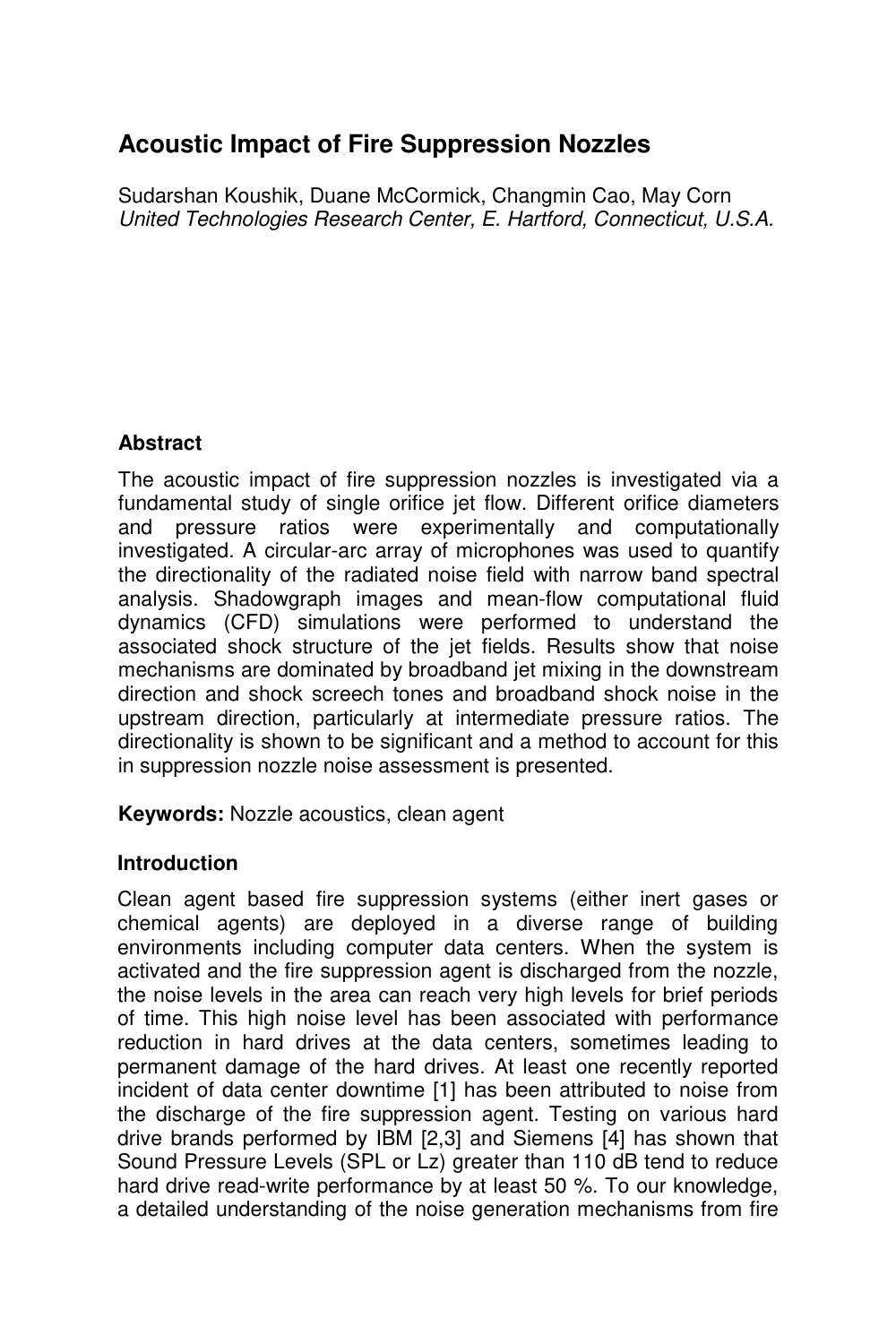# Acoustic Impact of Fire Suppression Nozzles

Sudarshan Koushik, Duane McCormick, Changmin Cao, May Corn
*United Technologies Research Center, E. Hartford, Connecticut, U.S.A.*

## Abstract

The acoustic impact of fire suppression nozzles is investigated via a fundamental study of single orifice jet flow. Different orifice diameters and pressure ratios were experimentally and computationally investigated. A circular-arc array of microphones was used to quantify the directionality of the radiated noise field with narrow band spectral analysis. Shadowgraph images and mean-flow computational fluid dynamics (CFD) simulations were performed to understand the associated shock structure of the jet fields. Results show that noise mechanisms are dominated by broadband jet mixing in the downstream direction and shock screech tones and broadband shock noise in the upstream direction, particularly at intermediate pressure ratios. The directionality is shown to be significant and a method to account for this in suppression nozzle noise assessment is presented.

**Keywords:** Nozzle acoustics, clean agent

## Introduction

Clean agent based fire suppression systems (either inert gases or chemical agents) are deployed in a diverse range of building environments including computer data centers. When the system is activated and the fire suppression agent is discharged from the nozzle, the noise levels in the area can reach very high levels for brief periods of time. This high noise level has been associated with performance reduction in hard drives at the data centers, sometimes leading to permanent damage of the hard drives. At least one recently reported incident of data center downtime [1] has been attributed to noise from the discharge of the fire suppression agent. Testing on various hard drive brands performed by IBM [2,3] and Siemens [4] has shown that Sound Pressure Levels (SPL or Lz) greater than 110 dB tend to reduce hard drive read-write performance by at least 50 %. To our knowledge, a detailed understanding of the noise generation mechanisms from fire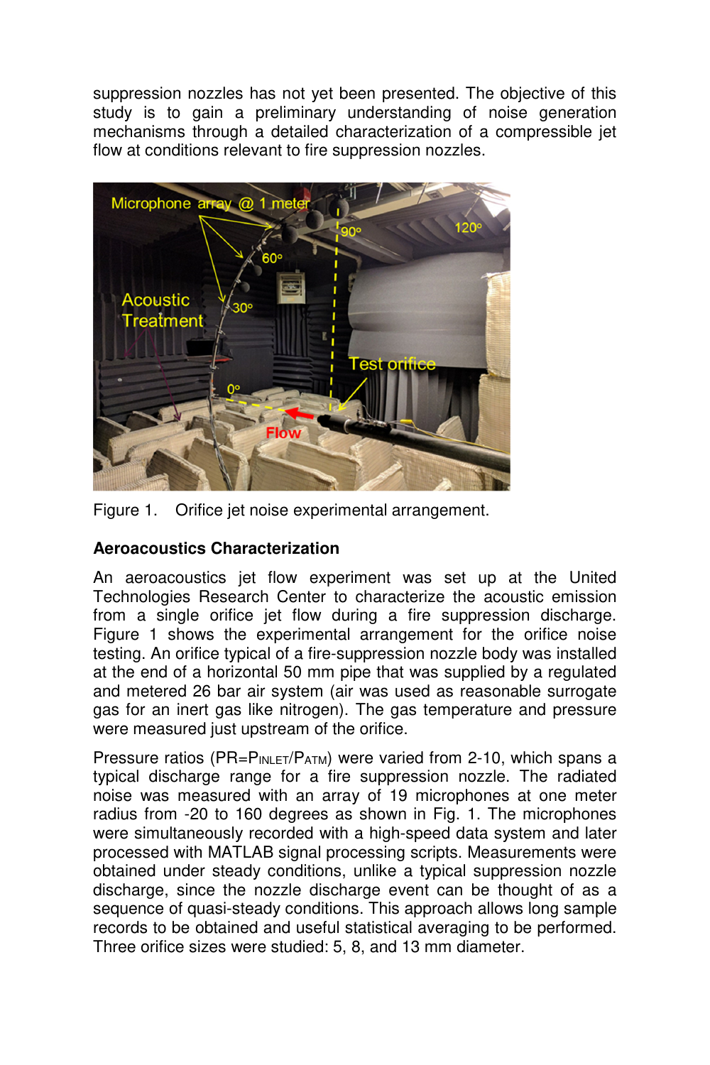suppression nozzles has not yet been presented. The objective of this study is to gain a preliminary understanding of noise generation mechanisms through a detailed characterization of a compressible jet flow at conditions relevant to fire suppression nozzles.

Figure 1. Orifice jet noise experimental arrangement.

### Aeroacoustics Characterization

An aeroacoustics jet flow experiment was set up at the United Technologies Research Center to characterize the acoustic emission from a single orifice jet flow during a fire suppression discharge. Figure 1 shows the experimental arrangement for the orifice noise testing. An orifice typical of a fire-suppression nozzle body was installed at the end of a horizontal 50 mm pipe that was supplied by a regulated and metered 26 bar air system (air was used as reasonable surrogate gas for an inert gas like nitrogen). The gas temperature and pressure were measured just upstream of the orifice.

Pressure ratios ($PR = P_{INLET}/P_{ATM}$) were varied from 2-10, which spans a typical discharge range for a fire suppression nozzle. The radiated noise was measured with an array of 19 microphones at one meter radius from -20 to 160 degrees as shown in Fig. 1. The microphones were simultaneously recorded with a high-speed data system and later processed with MATLAB signal processing scripts. Measurements were obtained under steady conditions, unlike a typical suppression nozzle discharge, since the nozzle discharge event can be thought of as a sequence of quasi-steady conditions. This approach allows long sample records to be obtained and useful statistical averaging to be performed. Three orifice sizes were studied: 5, 8, and 13 mm diameter.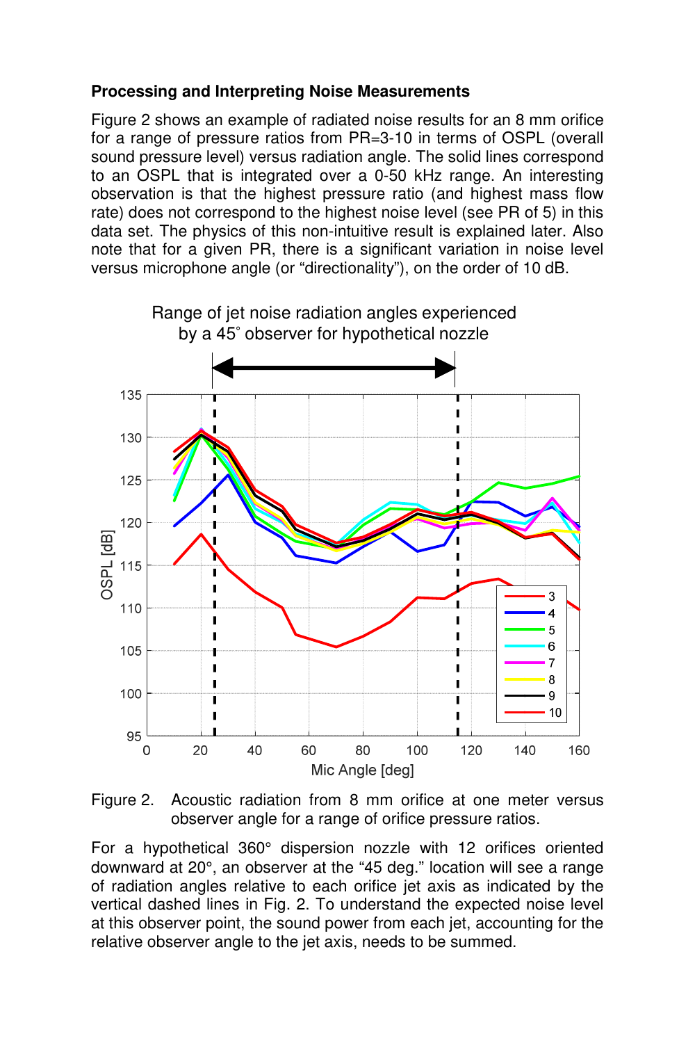### Processing and Interpreting Noise Measurements

Figure 2 shows an example of radiated noise results for an 8 mm orifice for a range of pressure ratios from PR=3-10 in terms of OSPL (overall sound pressure level) versus radiation angle. The solid lines correspond to an OSPL that is integrated over a 0-50 kHz range. An interesting observation is that the highest pressure ratio (and highest mass flow rate) does not correspond to the highest noise level (see PR of 5) in this data set. The physics of this non-intuitive result is explained later. Also note that for a given PR, there is a significant variation in noise level versus microphone angle (or "directionality"), on the order of 10 dB.

Figure 2. Acoustic radiation from 8 mm orifice at one meter versus observer angle for a range of orifice pressure ratios.

For a hypothetical 360° dispersion nozzle with 12 orifices oriented downward at 20°, an observer at the "45 deg." location will see a range of radiation angles relative to each orifice jet axis as indicated by the vertical dashed lines in Fig. 2. To understand the expected noise level at this observer point, the sound power from each jet, accounting for the relative observer angle to the jet axis, needs to be summed.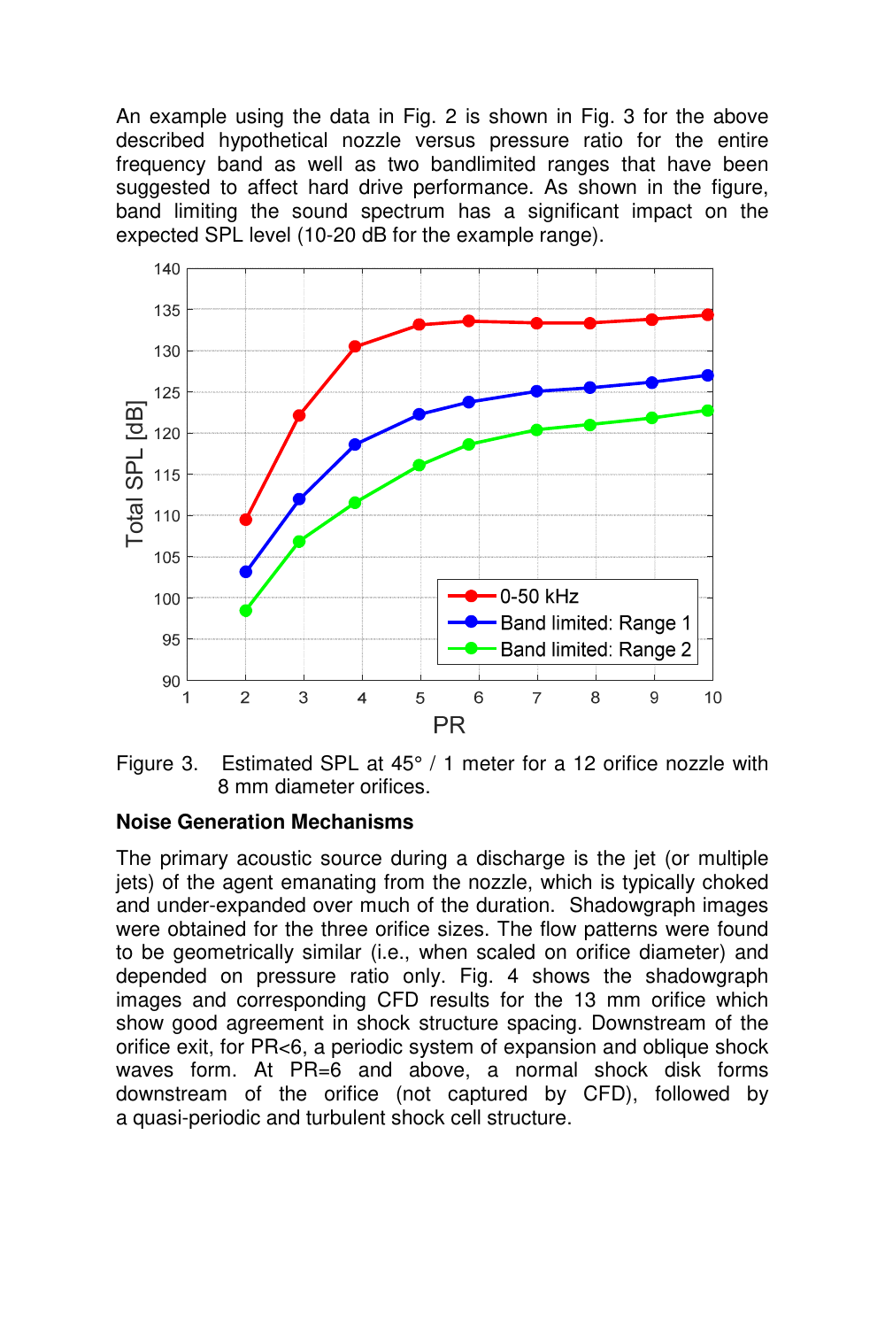An example using the data in Fig. 2 is shown in Fig. 3 for the above described hypothetical nozzle versus pressure ratio for the entire frequency band as well as two bandlimited ranges that have been suggested to affect hard drive performance. As shown in the figure, band limiting the sound spectrum has a significant impact on the expected SPL level (10-20 dB for the example range).

Figure 3. Estimated SPL at 45° / 1 meter for a 12 orifice nozzle with 8 mm diameter orifices.

**Noise Generation Mechanisms**

The primary acoustic source during a discharge is the jet (or multiple jets) of the agent emanating from the nozzle, which is typically choked and under-expanded over much of the duration. Shadowgraph images were obtained for the three orifice sizes. The flow patterns were found to be geometrically similar (i.e., when scaled on orifice diameter) and depended on pressure ratio only. Fig. 4 shows the shadowgraph images and corresponding CFD results for the 13 mm orifice which show good agreement in shock structure spacing. Downstream of the orifice exit, for PR<6, a periodic system of expansion and oblique shock waves form. At PR=6 and above, a normal shock disk forms downstream of the orifice (not captured by CFD), followed by a quasi-periodic and turbulent shock cell structure.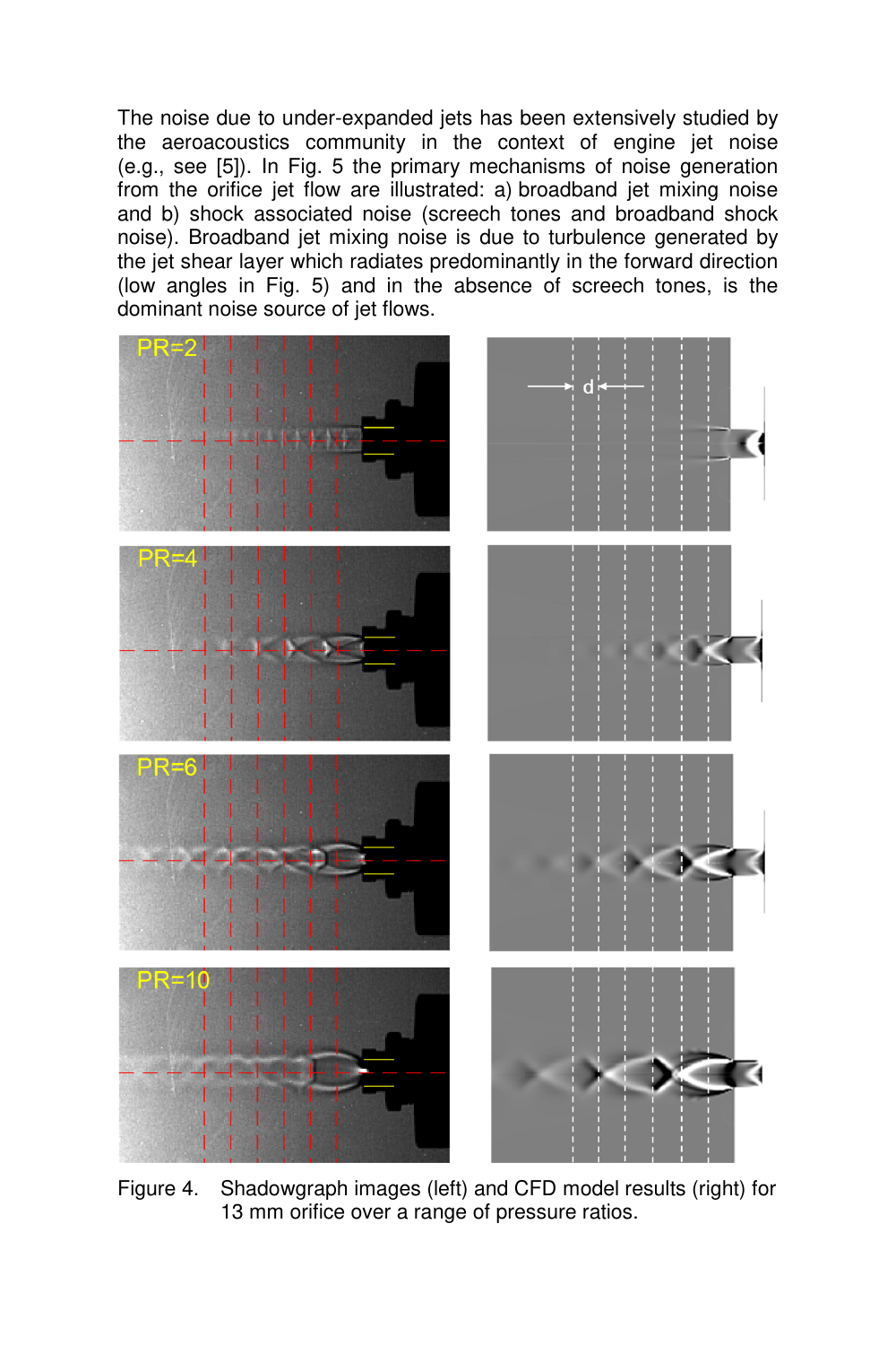The noise due to under-expanded jets has been extensively studied by the aeroacoustics community in the context of engine jet noise (e.g., see [5]). In Fig. 5 the primary mechanisms of noise generation from the orifice jet flow are illustrated: a) broadband jet mixing noise and b) shock associated noise (screech tones and broadband shock noise). Broadband jet mixing noise is due to turbulence generated by the jet shear layer which radiates predominantly in the forward direction (low angles in Fig. 5) and in the absence of screech tones, is the dominant noise source of jet flows.

Figure 4. Shadowgraph images (left) and CFD model results (right) for 13 mm orifice over a range of pressure ratios.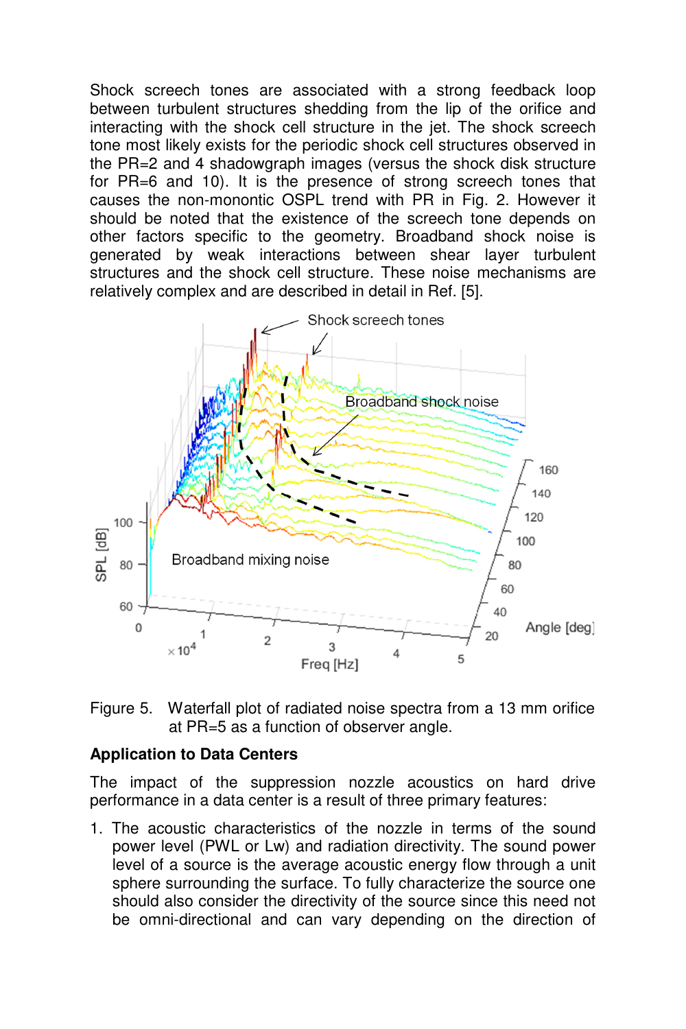Shock screech tones are associated with a strong feedback loop between turbulent structures shedding from the lip of the orifice and interacting with the shock cell structure in the jet. The shock screech tone most likely exists for the periodic shock cell structures observed in the PR=2 and 4 shadowgraph images (versus the shock disk structure for PR=6 and 10). It is the presence of strong screech tones that causes the non-monontic OSPL trend with PR in Fig. 2. However it should be noted that the existence of the screech tone depends on other factors specific to the geometry. Broadband shock noise is generated by weak interactions between shear layer turbulent structures and the shock cell structure. These noise mechanisms are relatively complex and are described in detail in Ref. [5].

Figure 5. Waterfall plot of radiated noise spectra from a 13 mm orifice at PR=5 as a function of observer angle.

**Application to Data Centers**

The impact of the suppression nozzle acoustics on hard drive performance in a data center is a result of three primary features:

1. The acoustic characteristics of the nozzle in terms of the sound power level (PWL or Lw) and radiation directivity. The sound power level of a source is the average acoustic energy flow through a unit sphere surrounding the surface. To fully characterize the source one should also consider the directivity of the source since this need not be omni-directional and can vary depending on the direction of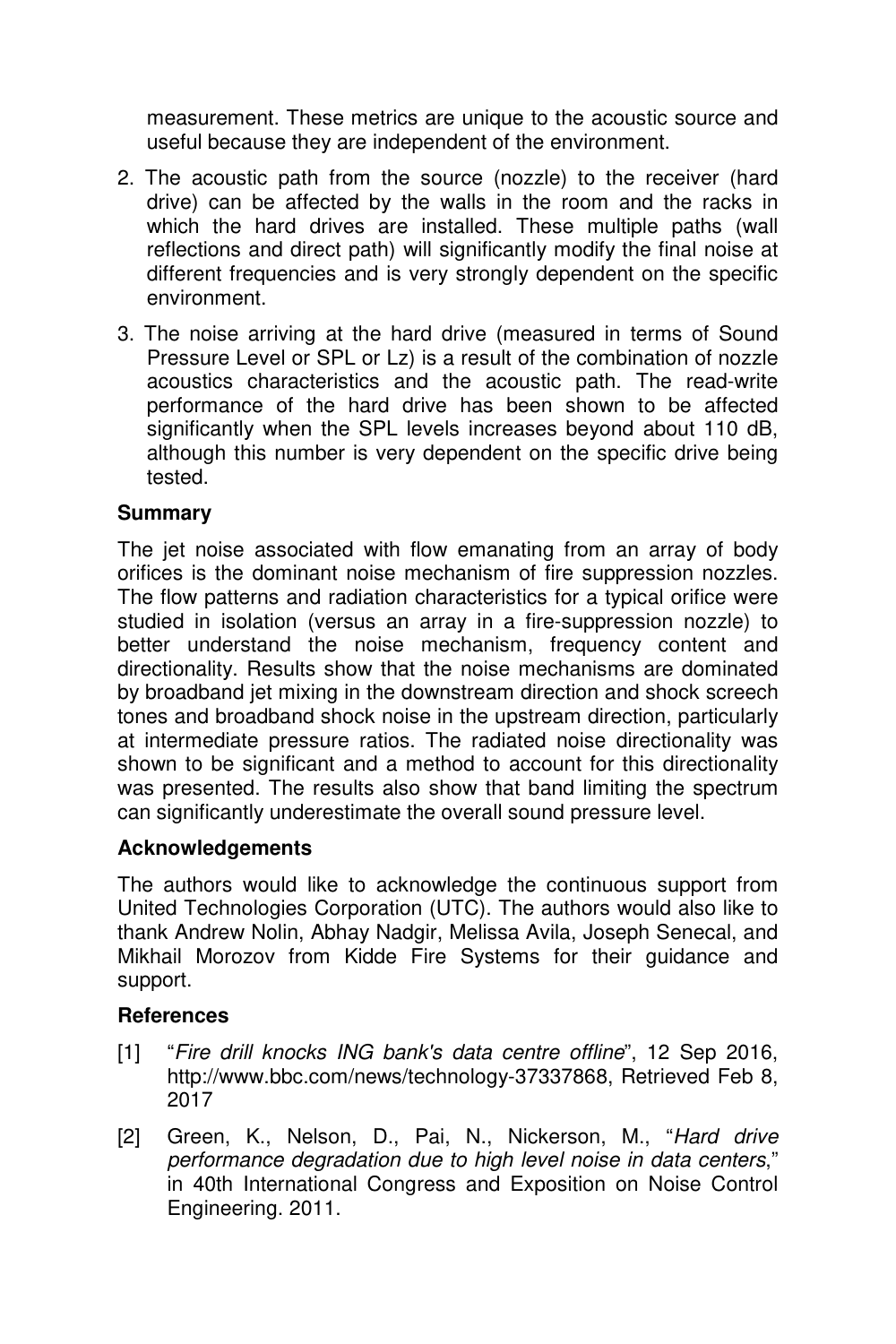measurement. These metrics are unique to the acoustic source and useful because they are independent of the environment.

2. The acoustic path from the source (nozzle) to the receiver (hard drive) can be affected by the walls in the room and the racks in which the hard drives are installed. These multiple paths (wall reflections and direct path) will significantly modify the final noise at different frequencies and is very strongly dependent on the specific environment.

3. The noise arriving at the hard drive (measured in terms of Sound Pressure Level or SPL or Lz) is a result of the combination of nozzle acoustics characteristics and the acoustic path. The read-write performance of the hard drive has been shown to be affected significantly when the SPL levels increases beyond about 110 dB, although this number is very dependent on the specific drive being tested.

### Summary

The jet noise associated with flow emanating from an array of body orifices is the dominant noise mechanism of fire suppression nozzles. The flow patterns and radiation characteristics for a typical orifice were studied in isolation (versus an array in a fire-suppression nozzle) to better understand the noise mechanism, frequency content and directionality. Results show that the noise mechanisms are dominated by broadband jet mixing in the downstream direction and shock screech tones and broadband shock noise in the upstream direction, particularly at intermediate pressure ratios. The radiated noise directionality was shown to be significant and a method to account for this directionality was presented. The results also show that band limiting the spectrum can significantly underestimate the overall sound pressure level.

### Acknowledgements

The authors would like to acknowledge the continuous support from United Technologies Corporation (UTC). The authors would also like to thank Andrew Nolin, Abhay Nadgir, Melissa Avila, Joseph Senecal, and Mikhail Morozov from Kidde Fire Systems for their guidance and support.

### References

[1] "*Fire drill knocks ING bank's data centre offline*", 12 Sep 2016, http://www.bbc.com/news/technology-37337868, Retrieved Feb 8, 2017

[2] Green, K., Nelson, D., Pai, N., Nickerson, M., "*Hard drive performance degradation due to high level noise in data centers*," in 40th International Congress and Exposition on Noise Control Engineering. 2011.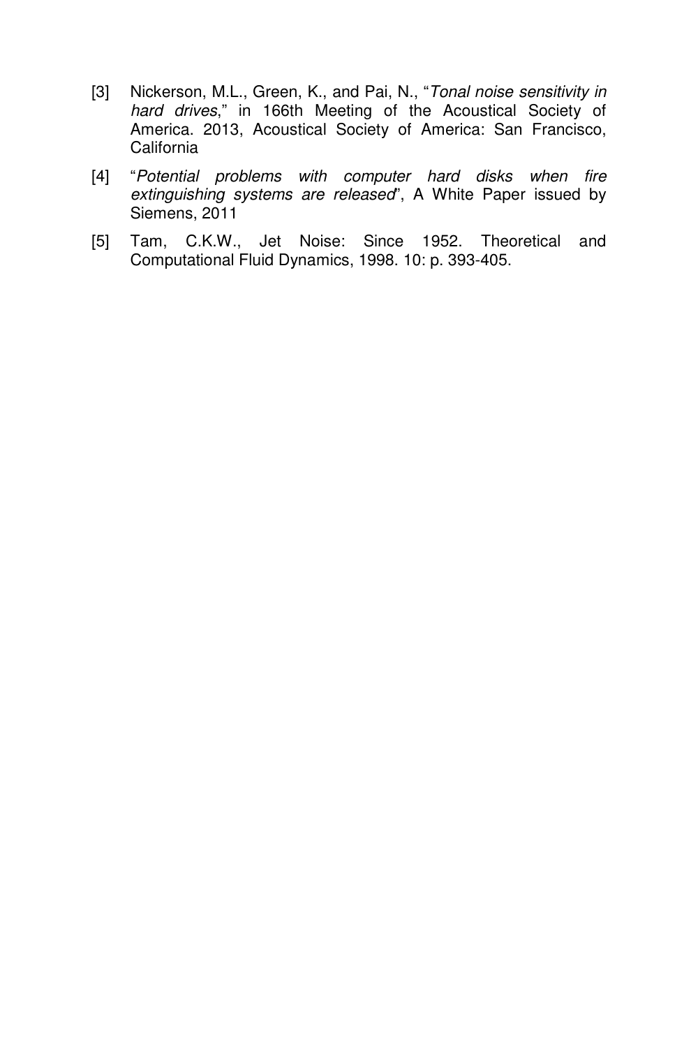[3] Nickerson, M.L., Green, K., and Pai, N., "*Tonal noise sensitivity in hard drives*," in 166th Meeting of the Acoustical Society of America. 2013, Acoustical Society of America: San Francisco, California

[4] "*Potential problems with computer hard disks when fire extinguishing systems are released*", A White Paper issued by Siemens, 2011

[5] Tam, C.K.W., Jet Noise: Since 1952. Theoretical and Computational Fluid Dynamics, 1998. 10: p. 393-405.